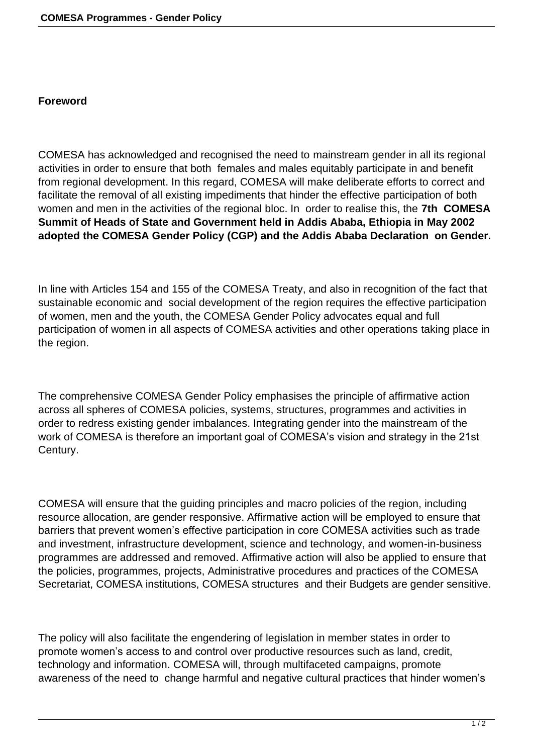## Foreword

COMESA has acknowledged and recognised the need to mainstream gender in all its regional activities in order to ensure that both females and males equitably participate in and benefit from regional development. In this regard, COMESA will make deliberate efforts to correct and facilitate the removal of all existing impediments that hinder the effective participation of both women and men in the activities of the regional bloc. In order to realise this, the **7th COMESA Summit of Heads of State and Government held in Addis Ababa, Ethiopia in May 2002 adopted the COMESA Gender Policy (CGP) and the Addis Ababa Declaration on Gender.**

In line with Articles 154 and 155 of the COMESA Treaty, and also in recognition of the fact that sustainable economic and social development of the region requires the effective participation of women, men and the youth, the COMESA Gender Policy advocates equal and full participation of women in all aspects of COMESA activities and other operations taking place in the region.

The comprehensive COMESA Gender Policy emphasises the principle of affirmative action across all spheres of COMESA policies, systems, structures, programmes and activities in order to redress existing gender imbalances. Integrating gender into the mainstream of the work of COMESA is therefore an important goal of COMESA's vision and strategy in the 21st Century.

COMESA will ensure that the guiding principles and macro policies of the region, including resource allocation, are gender responsive. Affirmative action will be employed to ensure that barriers that prevent women's effective participation in core COMESA activities such as trade and investment, infrastructure development, science and technology, and women-in-business programmes are addressed and removed. Affirmative action will also be applied to ensure that the policies, programmes, projects, Administrative procedures and practices of the COMESA Secretariat, COMESA institutions, COMESA structures and their Budgets are gender sensitive.

The policy will also facilitate the engendering of legislation in member states in order to promote women's access to and control over productive resources such as land, credit, technology and information. COMESA will, through multifaceted campaigns, promote awareness of the need to change harmful and negative cultural practices that hinder women's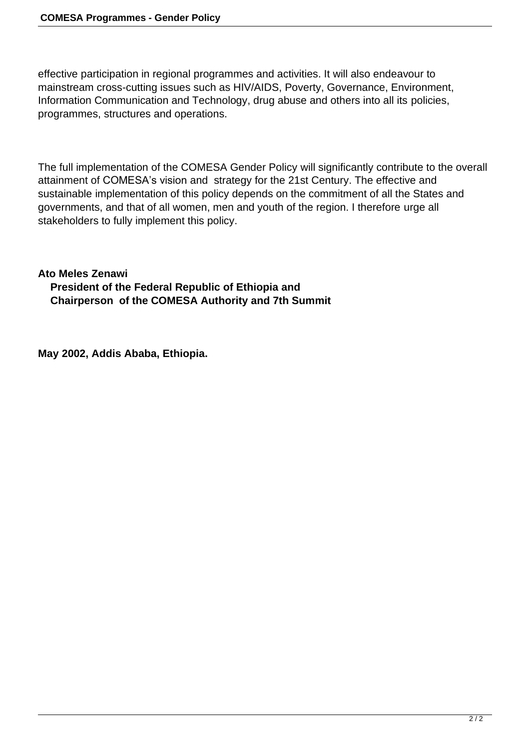effective participation in regional programmes and activities. It will also endeavour to mainstream cross-cutting issues such as HIV/AIDS, Poverty, Governance, Environment, Information Communication and Technology, drug abuse and others into all its policies, programmes, structures and operations.

The full implementation of the COMESA Gender Policy will significantly contribute to the overall attainment of COMESA's vision and strategy for the 21st Century. The effective and sustainable implementation of this policy depends on the commitment of all the States and governments, and that of all women, men and youth of the region. I therefore urge all stakeholders to fully implement this policy.

**Ato Meles Zenawi**
**President of the Federal Republic of Ethiopia and**
**Chairperson of the COMESA Authority and 7th Summit**

**May 2002, Addis Ababa, Ethiopia.**